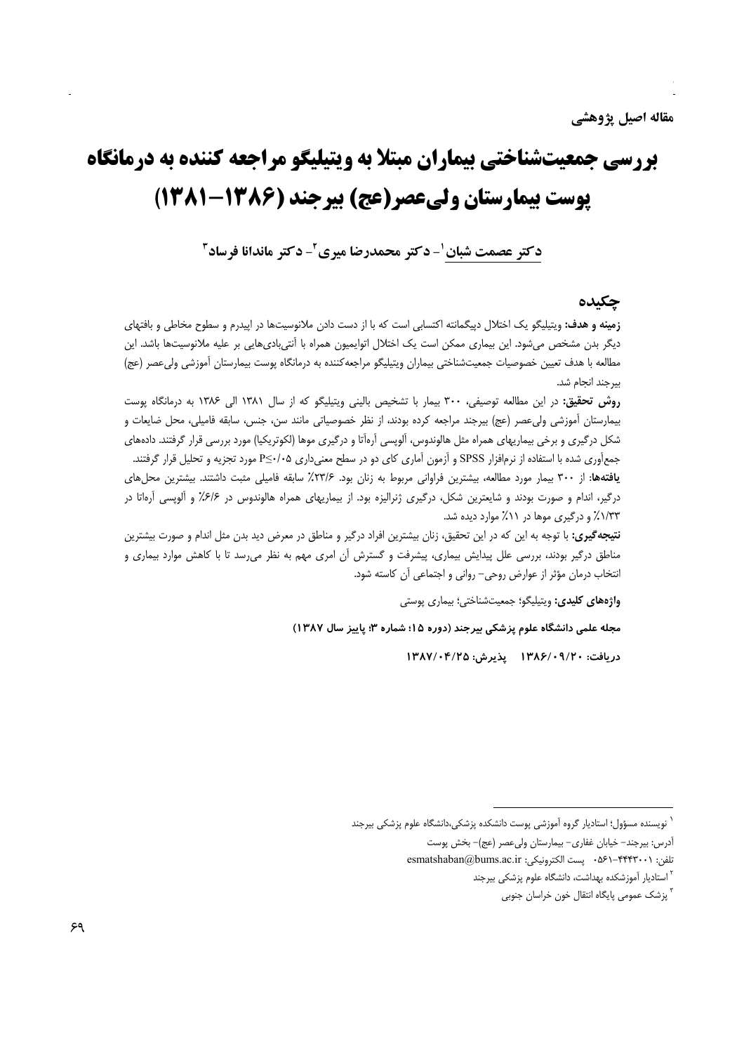مقاله اصیل پژوهشی

# بررسی جمعیت‌شناختی بیماران مبتلا به ویتیلیگو مراجعه کننده به درمانگاه پوست بیمارستان ولی‌عصر(عج) بیرجند (۱۳۸۶-۱۳۸۱)

دکتر عصمت شبان[۱]- دکتر محمدرضا میری[۲]- دکتر ماندانا فرساد[۳]

## چکیده

**زمینه و هدف:** ویتیلیگو یک اختلال دپیگمانته اکتسابی است که با از دست دادن ملانوسیت‌ها در اپیدرم و سطوح مخاطی و بافتهای دیگر بدن مشخص می‌شود. این بیماری ممکن است یک اختلال اتوایمیون همراه با آنتی‌بادی‌هایی بر علیه ملانوسیت‌ها باشد. این مطالعه با هدف تعیین خصوصیات جمعیت‌شناختی بیماران ویتیلیگو مراجعه‌کننده به درمانگاه پوست بیمارستان آموزشی ولی‌عصر (عج) بیرجند انجام شد.

**روش تحقیق:** در این مطالعه توصیفی، ۳۰۰ بیمار با تشخیص بالینی ویتیلیگو که از سال ۱۳۸۱ الی ۱۳۸۶ به درمانگاه پوست بیمارستان آموزشی ولی‌عصر (عج) بیرجند مراجعه کرده بودند، از نظر خصوصیاتی مانند سن، جنس، سابقه فامیلی، محل ضایعات و شکل درگیری و برخی بیماریهای همراه مثل هالوندوس، آلوپسی آره‌آتا و درگیری موها (لکوتریکیا) مورد بررسی قرار گرفتند. داده‌های جمع‌آوری شده با استفاده از نرم‌افزار SPSS و آزمون آماری کای دو در سطح معنی‌داری $P \leq 0.05$ مورد تجزیه و تحلیل قرار گرفتند.

**یافته‌ها:** از ۳۰۰ بیمار مورد مطالعه، بیشترین فراوانی مربوط به زنان بود. ۲۳/۶٪ سابقه فامیلی مثبت داشتند. بیشترین محل‌های درگیر، اندام و صورت بودند و شایعترین شکل، درگیری ژنرالیزه بود. از بیماریهای همراه هالوندوس در ۶/۶٪ و آلوپسی آره‌آتا در ۱/۳۳٪ و درگیری موها در ۱۱٪ موارد دیده شد.

**نتیجه‌گیری:** با توجه به این که در این تحقیق، زنان بیشترین افراد درگیر و مناطق در معرض دید بدن مثل اندام و صورت بیشترین مناطق درگیر بودند، بررسی علل پیدایش بیماری، پیشرفت و گسترش آن امری مهم به نظر می‌رسد تا با کاهش موارد بیماری و انتخاب درمان مؤثر از عوارض روحی- روانی و اجتماعی آن کاسته شود.

**واژه‌های کلیدی:** ویتیلیگو؛ جمعیت‌شناختی؛ بیماری پوستی

**مجله علمی دانشگاه علوم پزشکی بیرجند (دوره ۱۵؛ شماره ۳؛ پاییز سال ۱۳۸۷)**

**دریافت: ۱۳۸۶/۰۹/۲۰ پذیرش: ۱۳۸۷/۰۴/۲۵**

---

[۱] نویسنده مسؤول؛ استادیار گروه آموزشی پوست دانشکده پزشکی،دانشگاه علوم پزشکی بیرجند

آدرس: بیرجند- خیابان غفاری- بیمارستان ولی‌عصر (عج)- بخش پوست

تلفن: ۴۴۴۳۰۰۱-۰۵۶۱ پست الکترونیکی: esmatshaban@bums.ac.ir

[۲] استادیار آموزشکده بهداشت، دانشگاه علوم پزشکی بیرجند

[۳] پزشک عمومی پایگاه انتقال خون خراسان جنوبی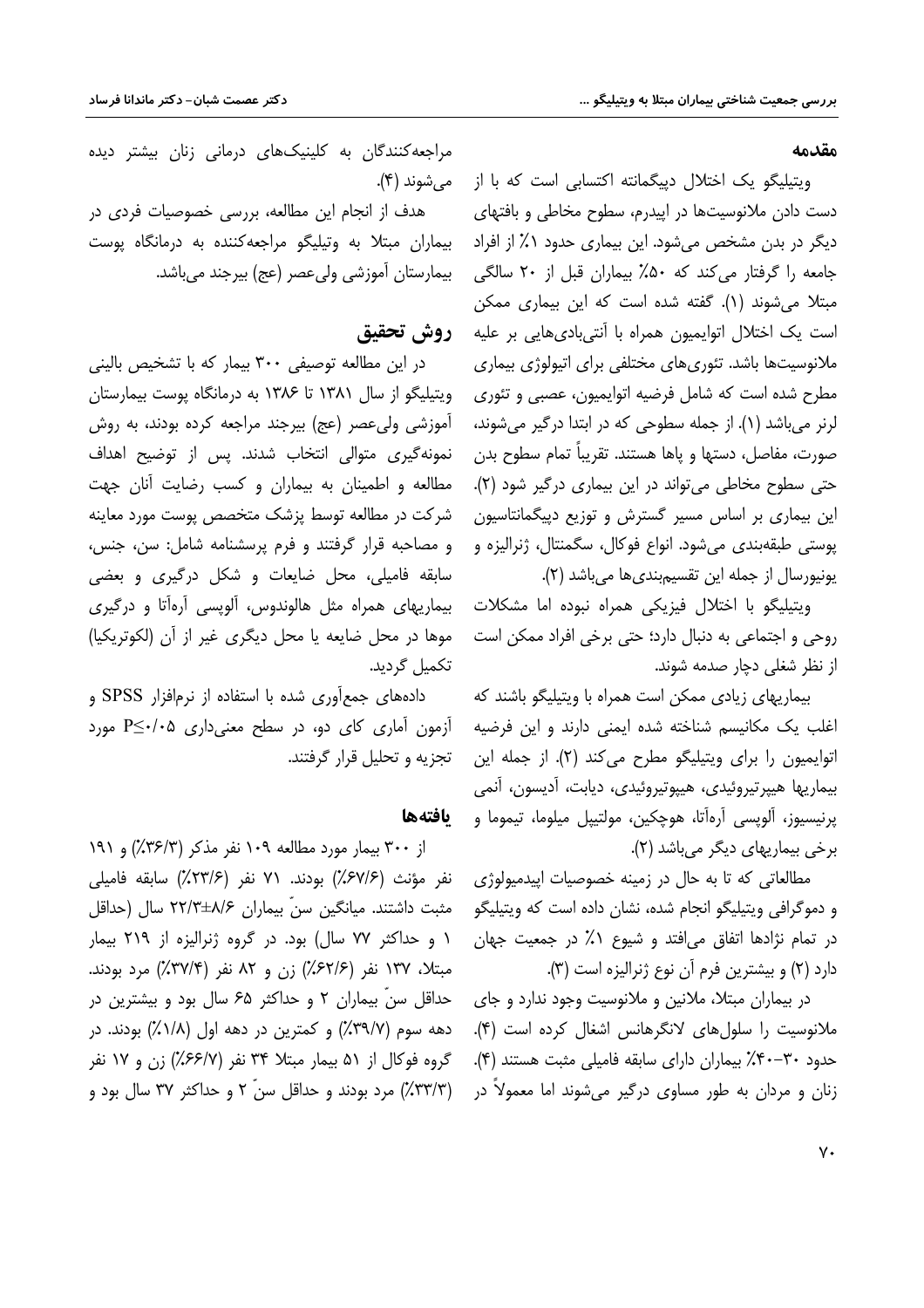## مقدمه

ویتیلیگو یک اختلال دپیگمانته اکتسابی است که با از دست دادن ملانوسیت‌ها در اپیدرم، سطوح مخاطی و بافتهای دیگر در بدن مشخص می‌شود. این بیماری حدود ۱٪ از افراد جامعه را گرفتار می‌کند که ۵۰٪ بیماران قبل از ۲۰ سالگی مبتلا می‌شوند (۱). گفته شده است که این بیماری ممکن است یک اختلال اتوایمیون همراه با آنتی‌بادی‌هایی بر علیه ملانوسیت‌ها باشد. تئوری‌های مختلفی برای اتیولوژی بیماری مطرح شده است که شامل فرضیه اتوایمیون، عصبی و تئوری لرنر می‌باشد (۱). از جمله سطوحی که در ابتدا درگیر می‌شوند، صورت، مفاصل، دستها و پاها هستند. تقریباً تمام سطوح بدن حتی سطوح مخاطی می‌تواند در این بیماری درگیر شود (۲). این بیماری بر اساس مسیر گسترش و توزیع دپیگمانتاسیون پوستی طبقه‌بندی می‌شود. انواع فوکال، سگمنتال، ژنرالیزه و یونیورسال از جمله این تقسیم‌بندی‌ها می‌باشد (۲).

ویتیلیگو با اختلال فیزیکی همراه نبوده اما مشکلات روحی و اجتماعی به دنبال دارد؛ حتی برخی افراد ممکن است از نظر شغلی دچار صدمه شوند.

بیماریهای زیادی ممکن است همراه با ویتیلیگو باشند که اغلب یک مکانیسم شناخته شده ایمنی دارند و این فرضیه اتوایمیون را برای ویتیلیگو مطرح می‌کند (۲). از جمله این بیماریها هیپرتیروئیدی، هیپوتیروئیدی، دیابت، آدیسون، آنمی پرنیسیوز، آلوپسی آره‌آتا، هوچکین، مولتیپل میلوما، تیموما و برخی بیماریهای دیگر می‌باشد (۲).

مطالعاتی که تا به حال در زمینه خصوصیات اپیدمیولوژی و دموگرافی ویتیلیگو انجام شده، نشان داده است که ویتیلیگو در تمام نژادها اتفاق می‌افتد و شیوع ۱٪ در جمعیت جهان دارد (۲) و بیشترین فرم آن نوع ژنرالیزه است (۳).

در بیماران مبتلا، ملانین و ملانوسیت وجود ندارد و جای ملانوسیت را سلول‌های لانگرهانس اشغال کرده است (۴). حدود ۳۰-۴۰٪ بیماران دارای سابقه فامیلی مثبت هستند (۴). زنان و مردان به طور مساوی درگیر می‌شوند اما معمولاً در مراجعه‌کنندگان به کلینیک‌های درمانی زنان بیشتر دیده می‌شوند (۴).

هدف از انجام این مطالعه، بررسی خصوصیات فردی در بیماران مبتلا به وتیلیگو مراجعه‌کننده به درمانگاه پوست بیمارستان آموزشی ولی‌عصر (عج) بیرجند می‌باشد.

## روش تحقیق

در این مطالعه توصیفی ۳۰۰ بیمار که با تشخیص بالینی ویتیلیگو از سال ۱۳۸۱ تا ۱۳۸۶ به درمانگاه پوست بیمارستان آموزشی ولی‌عصر (عج) بیرجند مراجعه کرده بودند، به روش نمونه‌گیری متوالی انتخاب شدند. پس از توضیح اهداف مطالعه و اطمینان به بیماران و کسب رضایت آنان جهت شرکت در مطالعه توسط پزشک متخصص پوست مورد معاینه و مصاحبه قرار گرفتند و فرم پرسشنامه شامل: سن، جنس، سابقه فامیلی، محل ضایعات و شکل درگیری و بعضی بیماریهای همراه مثل هالوندوس، آلوپسی آره‌آتا و درگیری موها در محل ضایعه یا محل دیگری غیر از آن (لکوتریکیا) تکمیل گردید.

داده‌های جمع‌آوری شده با استفاده از نرم‌افزار SPSS و آزمون آماری کای دو، در سطح معنی‌داری $P \leq 0.05$ مورد تجزیه و تحلیل قرار گرفتند.

## یافته‌ها

از ۳۰۰ بیمار مورد مطالعه ۱۰۹ نفر مذکر (۳۶/۳٪) و ۱۹۱ نفر مؤنث (۶۷/۶٪) بودند. ۷۱ نفر (۲۳/۶٪) سابقه فامیلی مثبت داشتند. میانگین سنّ بیماران ۸/۶±۲۲/۳ سال (حداقل ۱ و حداکثر ۷۷ سال) بود. در گروه ژنرالیزه از ۲۱۹ بیمار مبتلا، ۱۳۷ نفر (۶۲/۶٪) زن و ۸۲ نفر (۳۷/۴٪) مرد بودند. حداقل سنّ بیماران ۲ و حداکثر ۶۵ سال بود و بیشترین در دهه سوم (۳۹/۷٪) و کمترین در دهه اول (۱/۸٪) بودند. در گروه فوکال از ۵۱ بیمار مبتلا ۳۴ نفر (۶۶/۷٪) زن و ۱۷ نفر (۳۳/۳٪) مرد بودند و حداقل سنّ ۲ و حداکثر ۳۷ سال بود و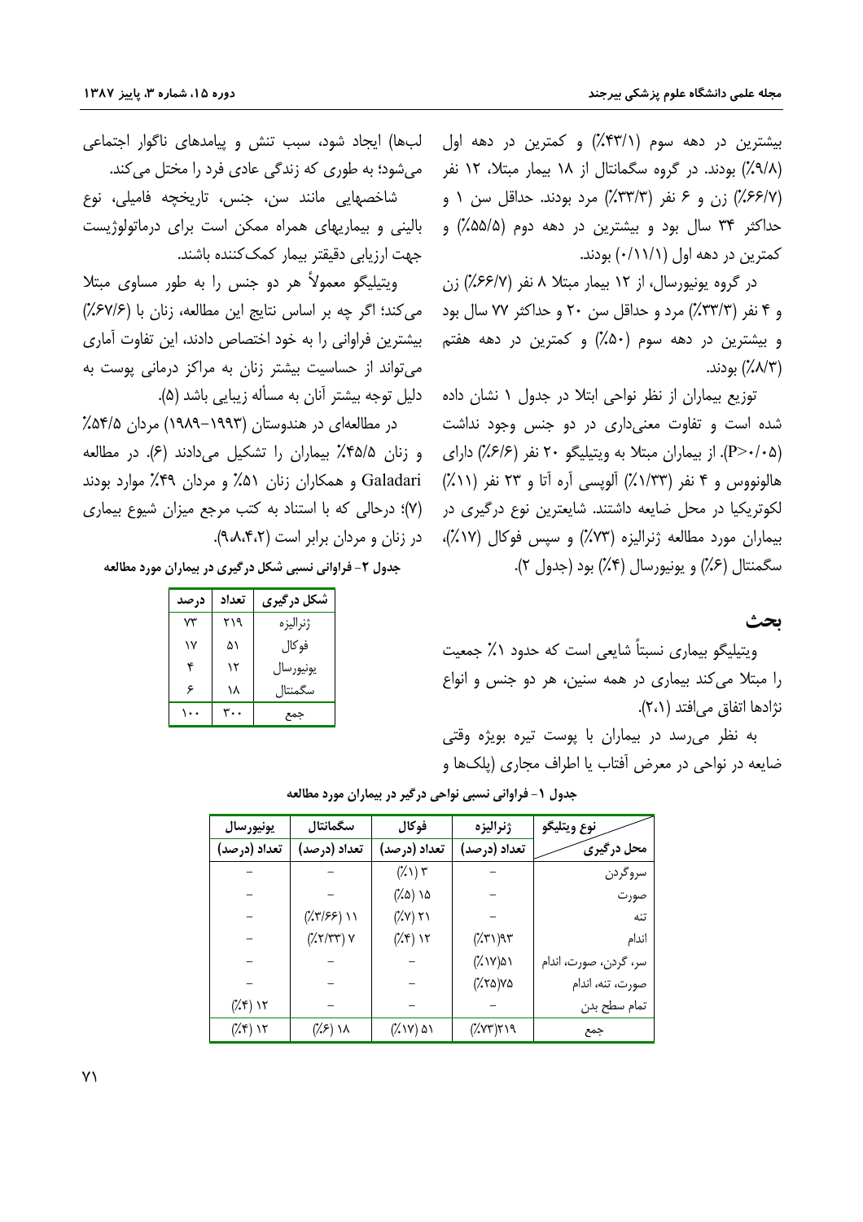بیشترین در دهه سوم (۴۳/۱٪) و کمترین در دهه اول (۹/۸٪) بودند. در گروه سگمانتال از ۱۸ بیمار مبتلا، ۱۲ نفر (۶۶/۷٪) زن و ۶ نفر (۳۳/۳٪) مرد بودند. حداقل سن ۱ و حداکثر ۳۴ سال بود و بیشترین در دهه دوم (۵۵/۵٪) و کمترین در دهه اول (۰/۱۱/۱) بودند.

در گروه یونیورسال، از ۱۲ بیمار مبتلا ۸ نفر (۶۶/۷٪) زن و ۴ نفر (۳۳/۳٪) مرد و حداقل سن ۲۰ و حداکثر ۷۷ سال بود و بیشترین در دهه سوم (۵۰٪) و کمترین در دهه هفتم (۸/۳٪) بودند.

توزیع بیماران از نظر نواحی ابتلا در جدول ۱ نشان داده شده است و تفاوت معنی‌داری در دو جنس وجود نداشت (P>۰/۰۵). از بیماران مبتلا به ویتیلیگو ۲۰ نفر (۶/۶٪) دارای هالونووس و ۴ نفر (۱/۳۳٪) آلوپسی آره آتا و ۲۳ نفر (۱۱٪) لکوتریکیا در محل ضایعه داشتند. شایعترین نوع درگیری در بیماران مورد مطالعه ژنرالیزه (۷۳٪) و سپس فوکال (۱۷٪)، سگمنتال (۶٪) و یونیورسال (۴٪) بود (جدول ۲).

## بحث

ویتیلیگو بیماری نسبتاً شایعی است که حدود ۱٪ جمعیت را مبتلا می‌کند بیماری در همه سنین، هر دو جنس و انواع نژادها اتفاق می‌افتد (۲،۱).

به نظر می‌رسد در بیماران با پوست تیره بویژه وقتی ضایعه در نواحی در معرض آفتاب یا اطراف مجاری (پلک‌ها و لب‌ها) ایجاد شود، سبب تنش و پیامدهای ناگوار اجتماعی می‌شود؛ به طوری که زندگی عادی فرد را مختل می‌کند.

شاخصهایی مانند سن، جنس، تاریخچه فامیلی، نوع بالینی و بیماریهای همراه ممکن است برای درماتولوژیست جهت ارزیابی دقیقتر بیمار کمک‌کننده باشند.

ویتیلیگو معمولاً هر دو جنس را به طور مساوی مبتلا می‌کند؛ اگر چه بر اساس نتایج این مطالعه، زنان با (۶۷/۶٪) بیشترین فراوانی را به خود اختصاص دادند، این تفاوت آماری می‌تواند از حساسیت بیشتر زنان به مراکز درمانی پوست به دلیل توجه بیشتر آنان به مسأله زیبایی باشد (۵).

در مطالعه‌ای در هندوستان (۱۹۹۳-۱۹۸۹) مردان ۵۴/۵٪ و زنان ۴۵/۵٪ بیماران را تشکیل می‌دادند (۶). در مطالعه Galadari و همکاران زنان ۵۱٪ و مردان ۴۹٪ موارد بودند (۷)؛ درحالی که با استناد به کتب مرجع میزان شیوع بیماری در زنان و مردان برابر است (۹،۸،۴،۲).

**جدول ۲- فراوانی نسبی شکل درگیری در بیماران مورد مطالعه**

| شکل درگیری | تعداد | درصد |
|---|---|---|
| ژنرالیزه | ۲۱۹ | ۷۳ |
| فوکال | ۵۱ | ۱۷ |
| یونیورسال | ۱۲ | ۴ |
| سگمنتال | ۱۸ | ۶ |
| جمع | ۳۰۰ | ۱۰۰ |

**جدول ۱- فراوانی نسبی نواحی درگیر در بیماران مورد مطالعه**

| نوع ویتلیگو / محل درگیری | ژنرالیزه تعداد (درصد) | فوکال تعداد (درصد) | سگمانتال تعداد (درصد) | یونیورسال تعداد (درصد) |
|---|---|---|---|---|
| سروگردن | – | ۳ (۱٪) | – | – |
| صورت | – | ۱۵ (۵٪) | – | – |
| تنه | – | ۲۱ (۷٪) | ۱۱ (۳/۶۶٪) | – |
| اندام | ۹۳(۳۱٪) | ۱۲ (۴٪) | ۷ (۲/۳۳٪) | – |
| سر، گردن، صورت، اندام | ۵۱(۱۷٪) | – | – | – |
| صورت، تنه، اندام | ۷۵(۲۵٪) | – | – | – |
| تمام سطح بدن | – | – | – | ۱۲ (۴٪) |
| جمع | ۲۱۹(۷۳٪) | ۵۱ (۱۷٪) | ۱۸ (۶٪) | ۱۲ (۴٪) |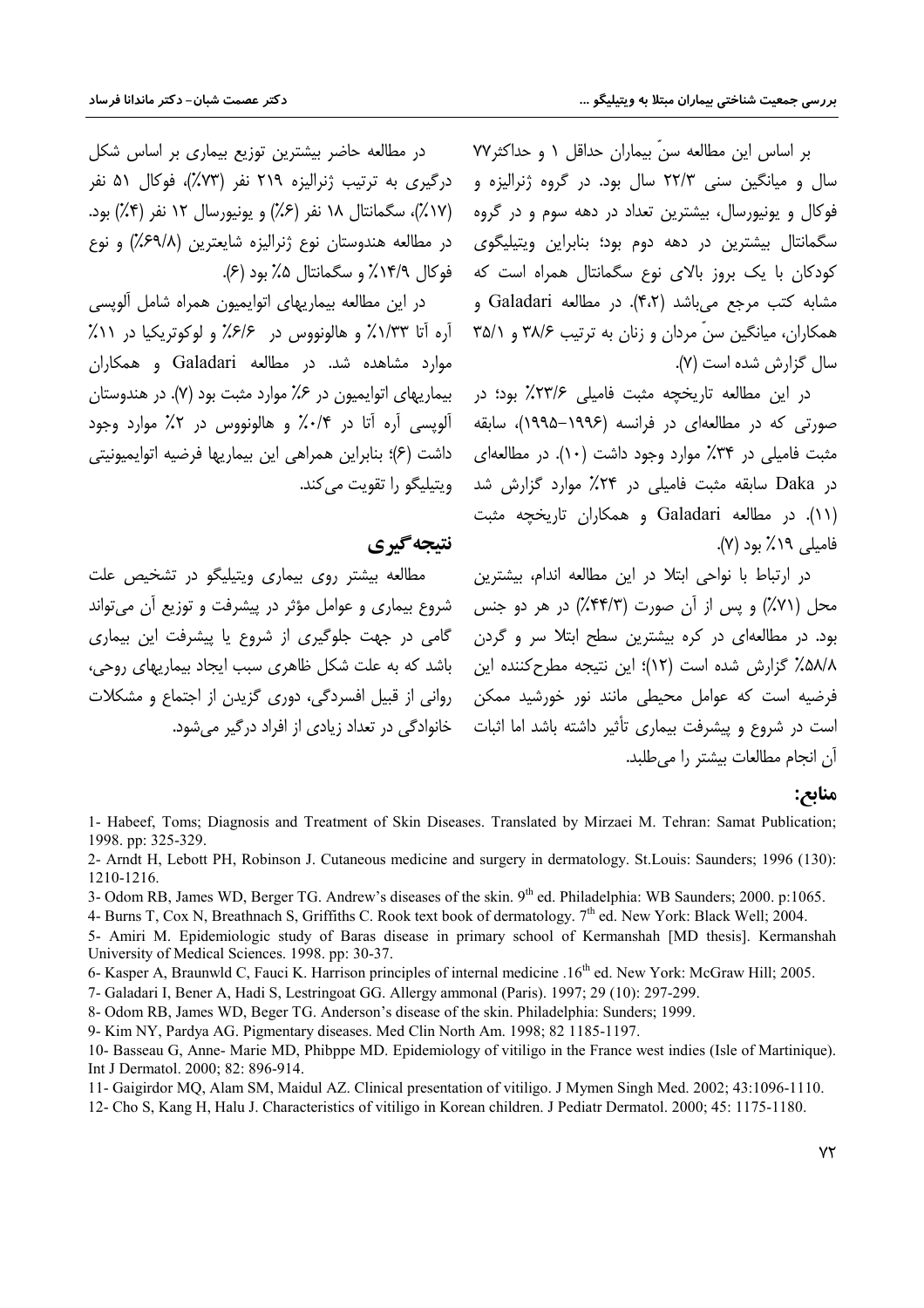بر اساس این مطالعه سنّ بیماران حداقل ۱ و حداکثر۷۷ سال و میانگین سنی ۲۲/۳ سال بود. در گروه ژنرالیزه و فوکال و یونیورسال، بیشترین تعداد در دهه سوم و در گروه سگمانتال بیشترین در دهه دوم بود؛ بنابراین ویتیلیگوی کودکان با یک بروز بالای نوع سگمانتال همراه است که مشابه کتب مرجع می‌باشد (۴،۲). در مطالعه Galadari و همکاران، میانگین سنّ مردان و زنان به ترتیب ۳۸/۶ و ۳۵/۱ سال گزارش شده است (۷).

در این مطالعه تاریخچه مثبت فامیلی ۲۳/۶٪ بود؛ در صورتی که در مطالعه‌ای در فرانسه (۱۹۹۶-۱۹۹۵)، سابقه مثبت فامیلی در ۳۴٪ موارد وجود داشت (۱۰). در مطالعه‌ای در Daka سابقه مثبت فامیلی در ۲۴٪ موارد گزارش شد (۱۱). در مطالعه Galadari و همکاران تاریخچه مثبت فامیلی ۱۹٪ بود (۷).

در ارتباط با نواحی ابتلا در این مطالعه اندام، بیشترین محل (۷۱٪) و پس از آن صورت (۴۴/۳٪) در هر دو جنس بود. در مطالعه‌ای در کره بیشترین سطح ابتلا سر و گردن ۵۸/۸٪ گزارش شده است (۱۲)؛ این نتیجه مطرح‌کننده این فرضیه است که عوامل محیطی مانند نور خورشید ممکن است در شروع و پیشرفت بیماری تأثیر داشته باشد اما اثبات آن انجام مطالعات بیشتر را می‌طلبد.

در مطالعه حاضر بیشترین توزیع بیماری بر اساس شکل درگیری به ترتیب ژنرالیزه ۲۱۹ نفر (۷۳٪)، فوکال ۵۱ نفر (۱۷٪)، سگمانتال ۱۸ نفر (۶٪) و یونیورسال ۱۲ نفر (۴٪) بود. در مطالعه هندوستان نوع ژنرالیزه شایعترین (۶۹/۸٪) و نوع فوکال ۱۴/۹٪ و سگمانتال ۵٪ بود (۶).

در این مطالعه بیماریهای اتوایمیون همراه شامل آلوپسی آره آتا ۱/۳۳٪ و هالونووس در ۶/۶٪ و لوکوتریکیا در ۱۱٪ موارد مشاهده شد. در مطالعه Galadari و همکاران بیماریهای اتوایمیون در ۶٪ موارد مثبت بود (۷). در هندوستان آلوپسی آره آتا در ۰/۴٪ و هالونووس در ۲٪ موارد وجود داشت (۶)؛ بنابراین همراهی این بیماریها فرضیه اتوایمیونیتی ویتیلیگو را تقویت می‌کند.

## نتیجه‌گیری

مطالعه بیشتر روی بیماری ویتیلیگو در تشخیص علت شروع بیماری و عوامل مؤثر در پیشرفت و توزیع آن می‌تواند گامی در جهت جلوگیری از شروع یا پیشرفت این بیماری باشد که به علت شکل ظاهری سبب ایجاد بیماریهای روحی، روانی از قبیل افسردگی، دوری گزیدن از اجتماع و مشکلات خانوادگی در تعداد زیادی از افراد درگیر می‌شود.

## منابع:

1- Habeef, Toms; Diagnosis and Treatment of Skin Diseases. Translated by Mirzaei M. Tehran: Samat Publication; 1998. pp: 325-329.

2- Arndt H, Lebott PH, Robinson J. Cutaneous medicine and surgery in dermatology. St.Louis: Saunders; 1996 (130): 1210-1216.

3- Odom RB, James WD, Berger TG. Andrew's diseases of the skin. 9th ed. Philadelphia: WB Saunders; 2000. p:1065.

4- Burns T, Cox N, Breathnach S, Griffiths C. Rook text book of dermatology. 7th ed. New York: Black Well; 2004.

5- Amiri M. Epidemiologic study of Baras disease in primary school of Kermanshah [MD thesis]. Kermanshah University of Medical Sciences. 1998. pp: 30-37.

6- Kasper A, Braunwld C, Fauci K. Harrison principles of internal medicine .16th ed. New York: McGraw Hill; 2005.

7- Galadari I, Bener A, Hadi S, Lestringoat GG. Allergy ammonal (Paris). 1997; 29 (10): 297-299.

8- Odom RB, James WD, Beger TG. Anderson's disease of the skin. Philadelphia: Sunders; 1999.

9- Kim NY, Pardya AG. Pigmentary diseases. Med Clin North Am. 1998; 82 1185-1197.

10- Basseau G, Anne- Marie MD, Phibppe MD. Epidemiology of vitiligo in the France west indies (Isle of Martinique). Int J Dermatol. 2000; 82: 896-914.

11- Gaigirdor MQ, Alam SM, Maidul AZ. Clinical presentation of vitiligo. J Mymen Singh Med. 2002; 43:1096-1110.

12- Cho S, Kang H, Halu J. Characteristics of vitiligo in Korean children. J Pediatr Dermatol. 2000; 45: 1175-1180.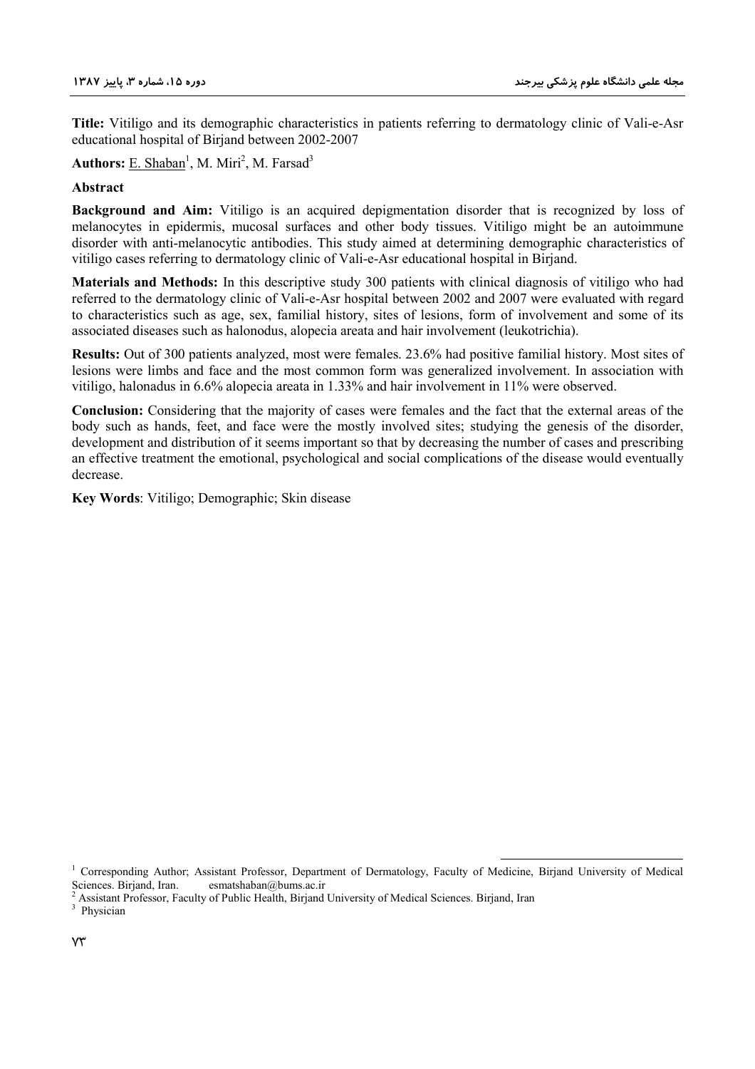**Title:** Vitiligo and its demographic characteristics in patients referring to dermatology clinic of Vali-e-Asr educational hospital of Birjand between 2002-2007

**Authors:** E. Shaban[1], M. Miri[2], M. Farsad[3]

**Abstract**

**Background and Aim:** Vitiligo is an acquired depigmentation disorder that is recognized by loss of melanocytes in epidermis, mucosal surfaces and other body tissues. Vitiligo might be an autoimmune disorder with anti-melanocytic antibodies. This study aimed at determining demographic characteristics of vitiligo cases referring to dermatology clinic of Vali-e-Asr educational hospital in Birjand.

**Materials and Methods:** In this descriptive study 300 patients with clinical diagnosis of vitiligo who had referred to the dermatology clinic of Vali-e-Asr hospital between 2002 and 2007 were evaluated with regard to characteristics such as age, sex, familial history, sites of lesions, form of involvement and some of its associated diseases such as halonodus, alopecia areata and hair involvement (leukotrichia).

**Results:** Out of 300 patients analyzed, most were females. 23.6% had positive familial history. Most sites of lesions were limbs and face and the most common form was generalized involvement. In association with vitiligo, halonadus in 6.6% alopecia areata in 1.33% and hair involvement in 11% were observed.

**Conclusion:** Considering that the majority of cases were females and the fact that the external areas of the body such as hands, feet, and face were the mostly involved sites; studying the genesis of the disorder, development and distribution of it seems important so that by decreasing the number of cases and prescribing an effective treatment the emotional, psychological and social complications of the disease would eventually decrease.

**Key Words**: Vitiligo; Demographic; Skin disease

---

[1] Corresponding Author; Assistant Professor, Department of Dermatology, Faculty of Medicine, Birjand University of Medical Sciences. Birjand, Iran. esmatshaban@bums.ac.ir

[2] Assistant Professor, Faculty of Public Health, Birjand University of Medical Sciences. Birjand, Iran

[3] Physician